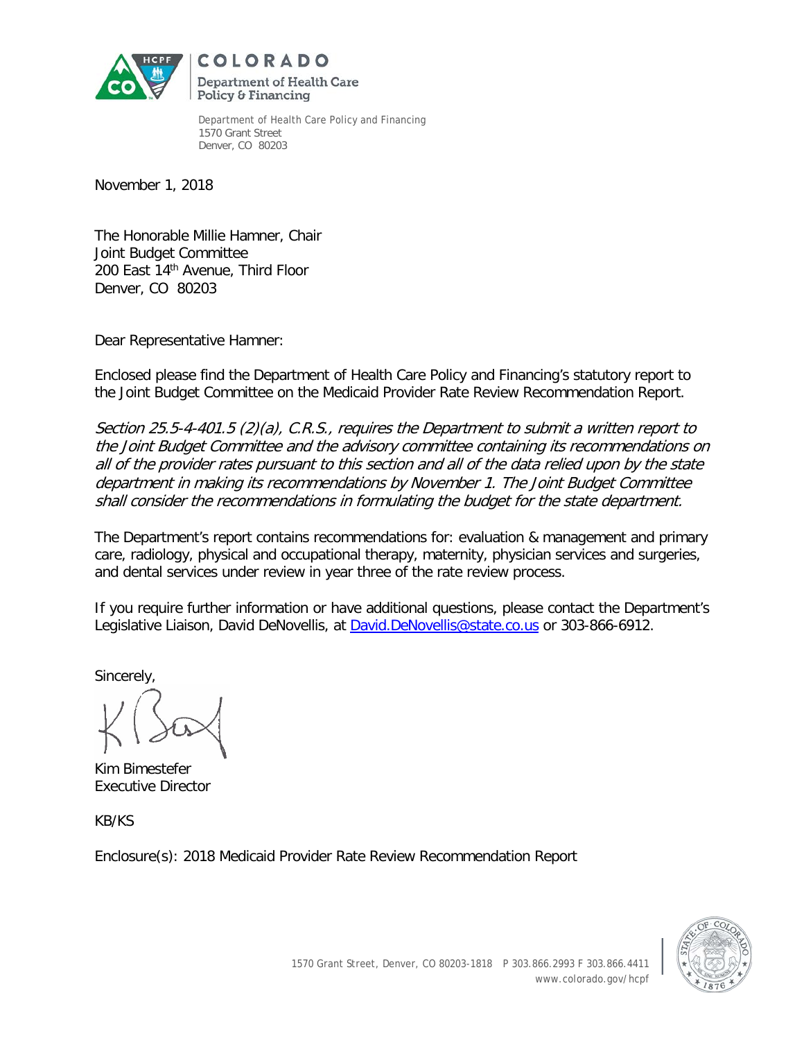COLORADO
Department of Health Care
Policy & Financing

Department of Health Care Policy and Financing
1570 Grant Street
Denver, CO 80203

November 1, 2018

The Honorable Millie Hamner, Chair
Joint Budget Committee
200 East 14th Avenue, Third Floor
Denver, CO 80203

Dear Representative Hamner:

Enclosed please find the Department of Health Care Policy and Financing's statutory report to the Joint Budget Committee on the Medicaid Provider Rate Review Recommendation Report.

*Section 25.5-4-401.5 (2)(a), C.R.S., requires the Department to submit a written report to the Joint Budget Committee and the advisory committee containing its recommendations on all of the provider rates pursuant to this section and all of the data relied upon by the state department in making its recommendations by November 1. The Joint Budget Committee shall consider the recommendations in formulating the budget for the state department.*

The Department's report contains recommendations for: evaluation & management and primary care, radiology, physical and occupational therapy, maternity, physician services and surgeries, and dental services under review in year three of the rate review process.

If you require further information or have additional questions, please contact the Department's Legislative Liaison, David DeNovellis, at David.DeNovellis@state.co.us or 303-866-6912.

Sincerely,

Kim Bimestefer
Executive Director

KB/KS

Enclosure(s): 2018 Medicaid Provider Rate Review Recommendation Report

1570 Grant Street, Denver, CO 80203-1818 P 303.866.2993 F 303.866.4411
www.colorado.gov/hcpf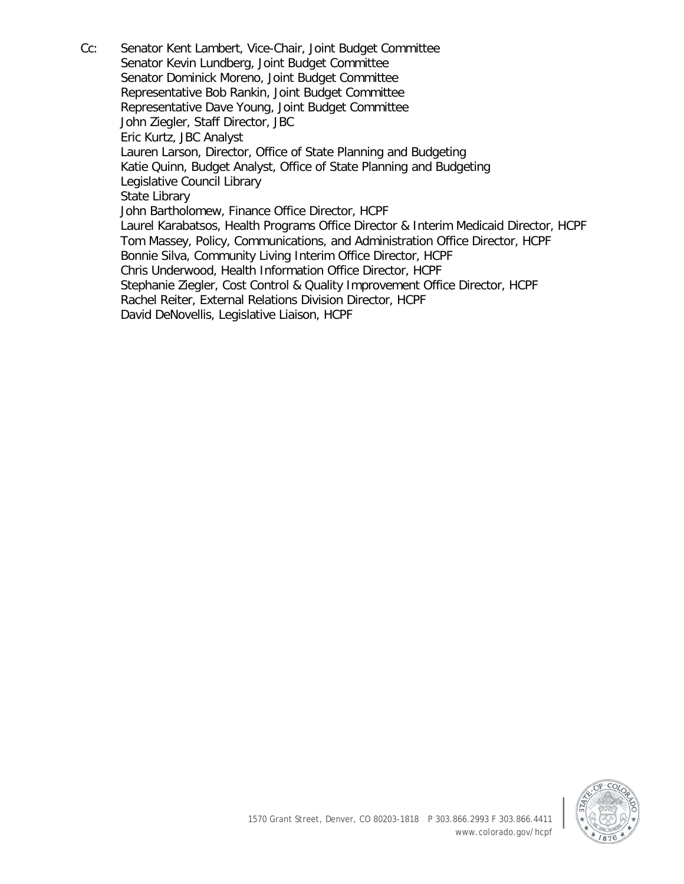Cc: Senator Kent Lambert, Vice-Chair, Joint Budget Committee
Senator Kevin Lundberg, Joint Budget Committee
Senator Dominick Moreno, Joint Budget Committee
Representative Bob Rankin, Joint Budget Committee
Representative Dave Young, Joint Budget Committee
John Ziegler, Staff Director, JBC
Eric Kurtz, JBC Analyst
Lauren Larson, Director, Office of State Planning and Budgeting
Katie Quinn, Budget Analyst, Office of State Planning and Budgeting
Legislative Council Library
State Library
John Bartholomew, Finance Office Director, HCPF
Laurel Karabatsos, Health Programs Office Director & Interim Medicaid Director, HCPF
Tom Massey, Policy, Communications, and Administration Office Director, HCPF
Bonnie Silva, Community Living Interim Office Director, HCPF
Chris Underwood, Health Information Office Director, HCPF
Stephanie Ziegler, Cost Control & Quality Improvement Office Director, HCPF
Rachel Reiter, External Relations Division Director, HCPF
David DeNovellis, Legislative Liaison, HCPF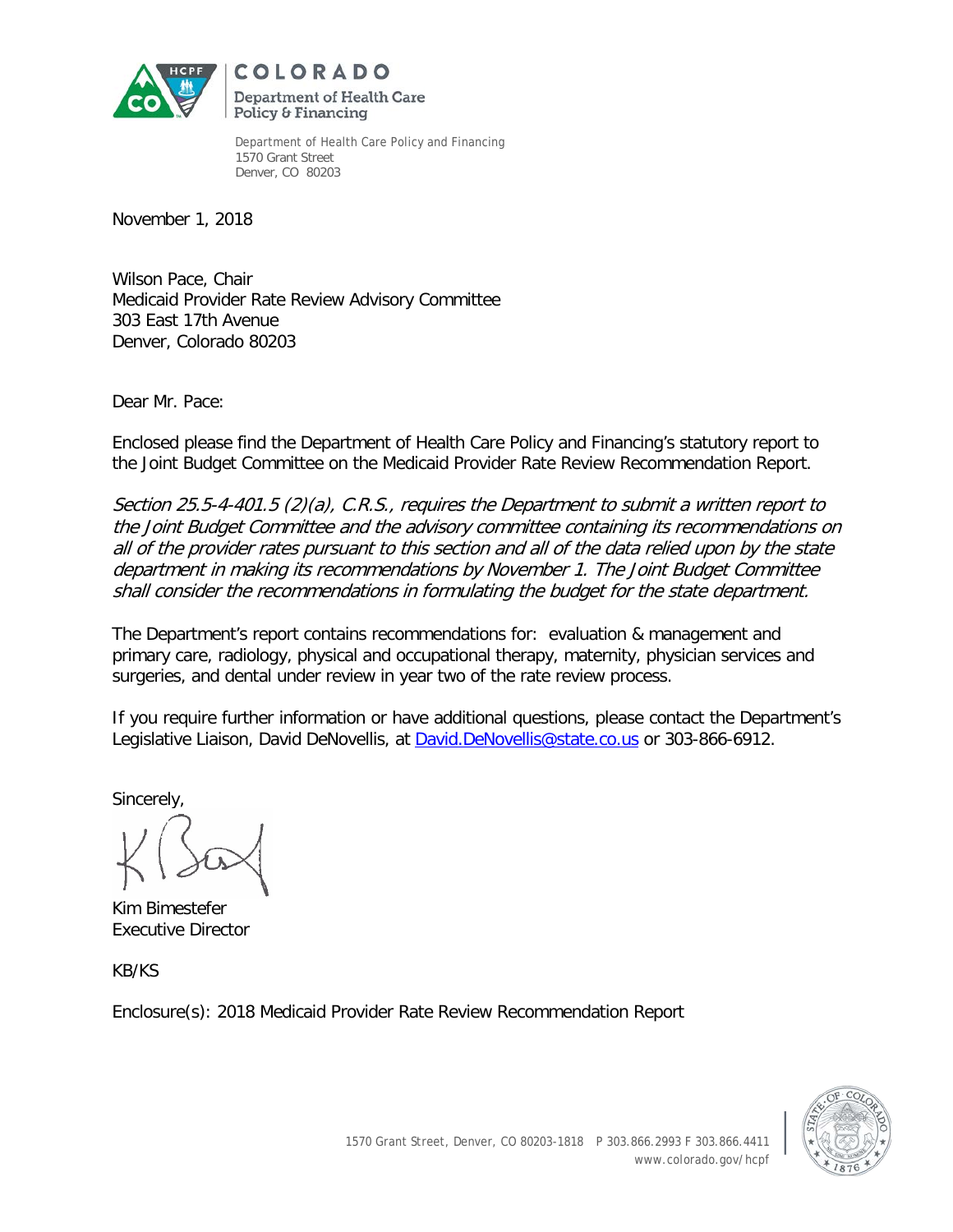COLORADO
Department of Health Care Policy & Financing

Department of Health Care Policy and Financing
1570 Grant Street
Denver, CO 80203

November 1, 2018

Wilson Pace, Chair
Medicaid Provider Rate Review Advisory Committee
303 East 17th Avenue
Denver, Colorado 80203

Dear Mr. Pace:

Enclosed please find the Department of Health Care Policy and Financing's statutory report to the Joint Budget Committee on the Medicaid Provider Rate Review Recommendation Report.

*Section 25.5-4-401.5 (2)(a), C.R.S., requires the Department to submit a written report to the Joint Budget Committee and the advisory committee containing its recommendations on all of the provider rates pursuant to this section and all of the data relied upon by the state department in making its recommendations by November 1. The Joint Budget Committee shall consider the recommendations in formulating the budget for the state department.*

The Department's report contains recommendations for: evaluation & management and primary care, radiology, physical and occupational therapy, maternity, physician services and surgeries, and dental under review in year two of the rate review process.

If you require further information or have additional questions, please contact the Department's Legislative Liaison, David DeNovellis, at David.DeNovellis@state.co.us or 303-866-6912.

Sincerely,

Kim Bimestefer
Executive Director

KB/KS

Enclosure(s): 2018 Medicaid Provider Rate Review Recommendation Report

1570 Grant Street, Denver, CO 80203-1818 P 303.866.2993 F 303.866.4411
www.colorado.gov/hcpf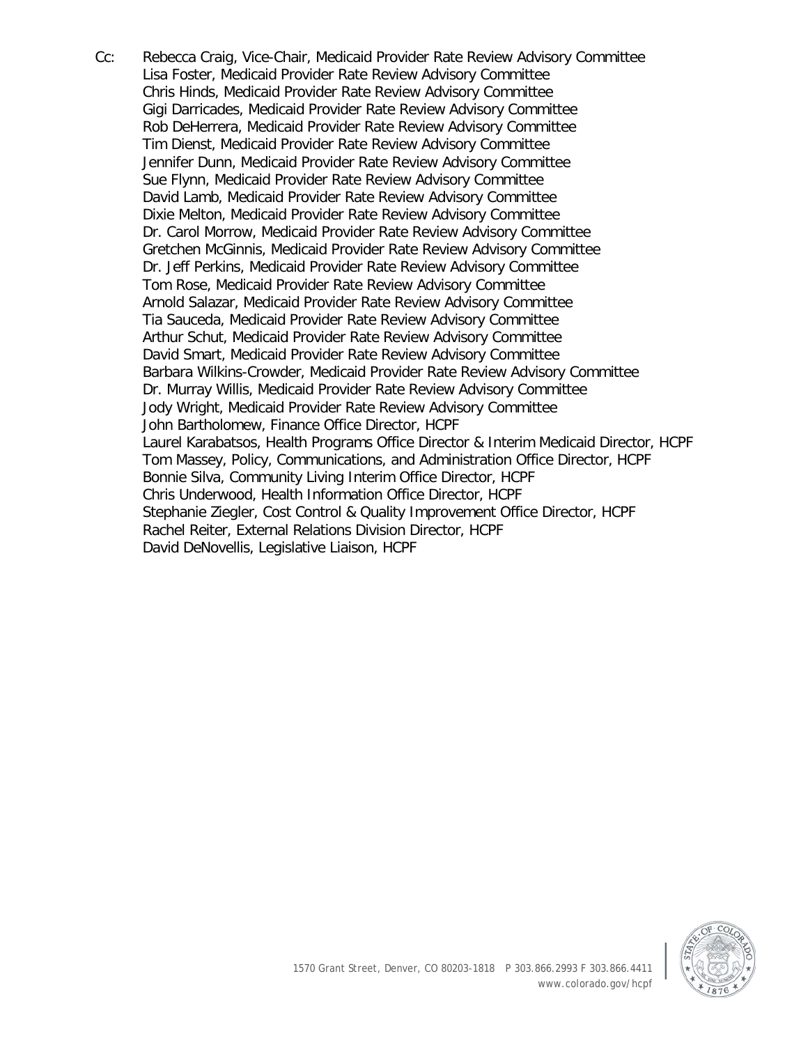Cc: Rebecca Craig, Vice-Chair, Medicaid Provider Rate Review Advisory Committee
Lisa Foster, Medicaid Provider Rate Review Advisory Committee
Chris Hinds, Medicaid Provider Rate Review Advisory Committee
Gigi Darricades, Medicaid Provider Rate Review Advisory Committee
Rob DeHerrera, Medicaid Provider Rate Review Advisory Committee
Tim Dienst, Medicaid Provider Rate Review Advisory Committee
Jennifer Dunn, Medicaid Provider Rate Review Advisory Committee
Sue Flynn, Medicaid Provider Rate Review Advisory Committee
David Lamb, Medicaid Provider Rate Review Advisory Committee
Dixie Melton, Medicaid Provider Rate Review Advisory Committee
Dr. Carol Morrow, Medicaid Provider Rate Review Advisory Committee
Gretchen McGinnis, Medicaid Provider Rate Review Advisory Committee
Dr. Jeff Perkins, Medicaid Provider Rate Review Advisory Committee
Tom Rose, Medicaid Provider Rate Review Advisory Committee
Arnold Salazar, Medicaid Provider Rate Review Advisory Committee
Tia Sauceda, Medicaid Provider Rate Review Advisory Committee
Arthur Schut, Medicaid Provider Rate Review Advisory Committee
David Smart, Medicaid Provider Rate Review Advisory Committee
Barbara Wilkins-Crowder, Medicaid Provider Rate Review Advisory Committee
Dr. Murray Willis, Medicaid Provider Rate Review Advisory Committee
Jody Wright, Medicaid Provider Rate Review Advisory Committee
John Bartholomew, Finance Office Director, HCPF
Laurel Karabatsos, Health Programs Office Director & Interim Medicaid Director, HCPF
Tom Massey, Policy, Communications, and Administration Office Director, HCPF
Bonnie Silva, Community Living Interim Office Director, HCPF
Chris Underwood, Health Information Office Director, HCPF
Stephanie Ziegler, Cost Control & Quality Improvement Office Director, HCPF
Rachel Reiter, External Relations Division Director, HCPF
David DeNovellis, Legislative Liaison, HCPF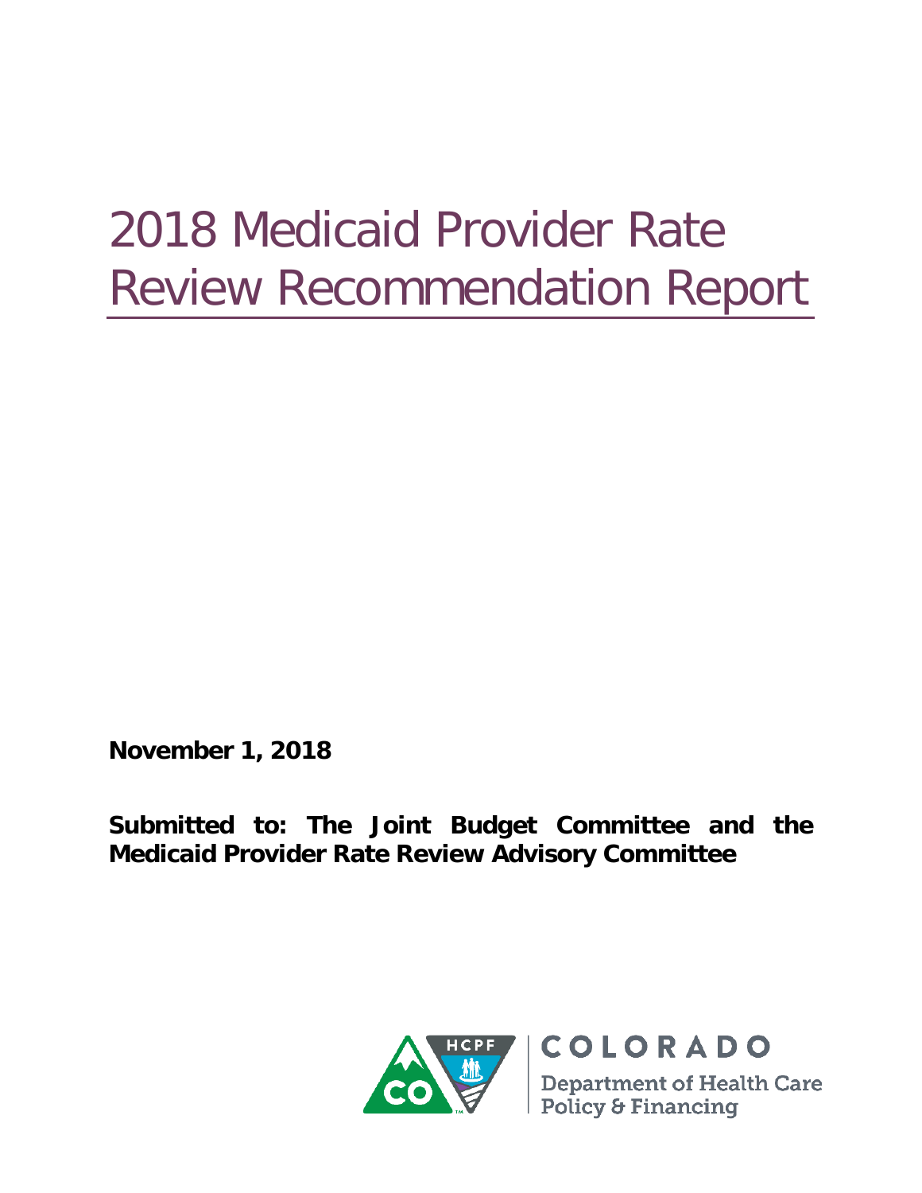# 2018 Medicaid Provider Rate Review Recommendation Report

**November 1, 2018**

**Submitted to: The Joint Budget Committee and the Medicaid Provider Rate Review Advisory Committee**

COLORADO

Department of Health Care Policy & Financing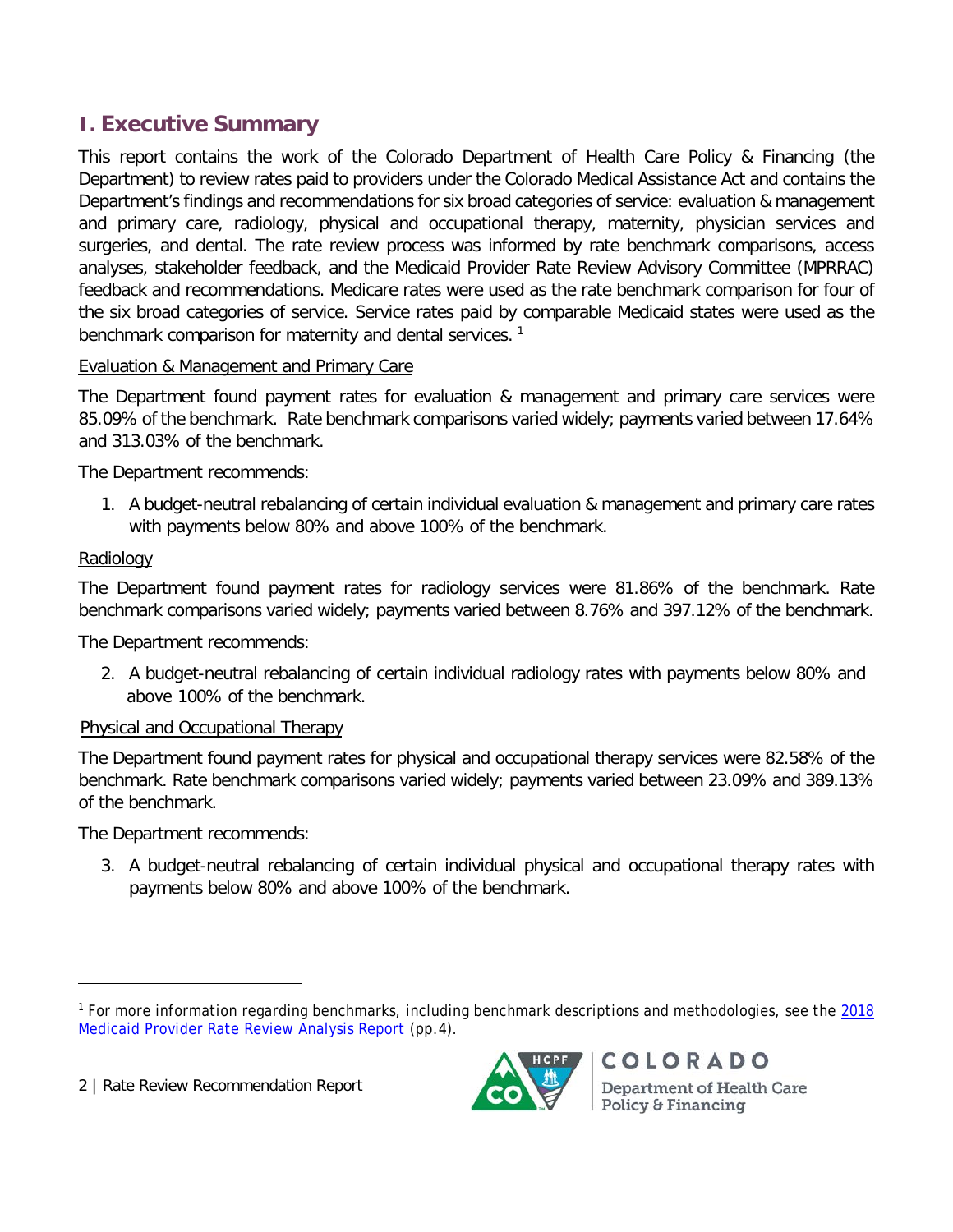## I. Executive Summary

This report contains the work of the Colorado Department of Health Care Policy & Financing (the Department) to review rates paid to providers under the Colorado Medical Assistance Act and contains the Department's findings and recommendations for six broad categories of service: evaluation & management and primary care, radiology, physical and occupational therapy, maternity, physician services and surgeries, and dental. The rate review process was informed by rate benchmark comparisons, access analyses, stakeholder feedback, and the Medicaid Provider Rate Review Advisory Committee (MPRRAC) feedback and recommendations. Medicare rates were used as the rate benchmark comparison for four of the six broad categories of service. Service rates paid by comparable Medicaid states were used as the benchmark comparison for maternity and dental services. [1]

<u>Evaluation & Management and Primary Care</u>

The Department found payment rates for evaluation & management and primary care services were 85.09% of the benchmark. Rate benchmark comparisons varied widely; payments varied between 17.64% and 313.03% of the benchmark.

The Department recommends:

1. A budget-neutral rebalancing of certain individual evaluation & management and primary care rates with payments below 80% and above 100% of the benchmark.

<u>Radiology</u>

The Department found payment rates for radiology services were 81.86% of the benchmark. Rate benchmark comparisons varied widely; payments varied between 8.76% and 397.12% of the benchmark.

The Department recommends:

2. A budget-neutral rebalancing of certain individual radiology rates with payments below 80% and above 100% of the benchmark.

<u>Physical and Occupational Therapy</u>

The Department found payment rates for physical and occupational therapy services were 82.58% of the benchmark. Rate benchmark comparisons varied widely; payments varied between 23.09% and 389.13% of the benchmark.

The Department recommends:

3. A budget-neutral rebalancing of certain individual physical and occupational therapy rates with payments below 80% and above 100% of the benchmark.

---

[1] For more information regarding benchmarks, including benchmark descriptions and methodologies, see the 2018 Medicaid Provider Rate Review Analysis Report (pp.4).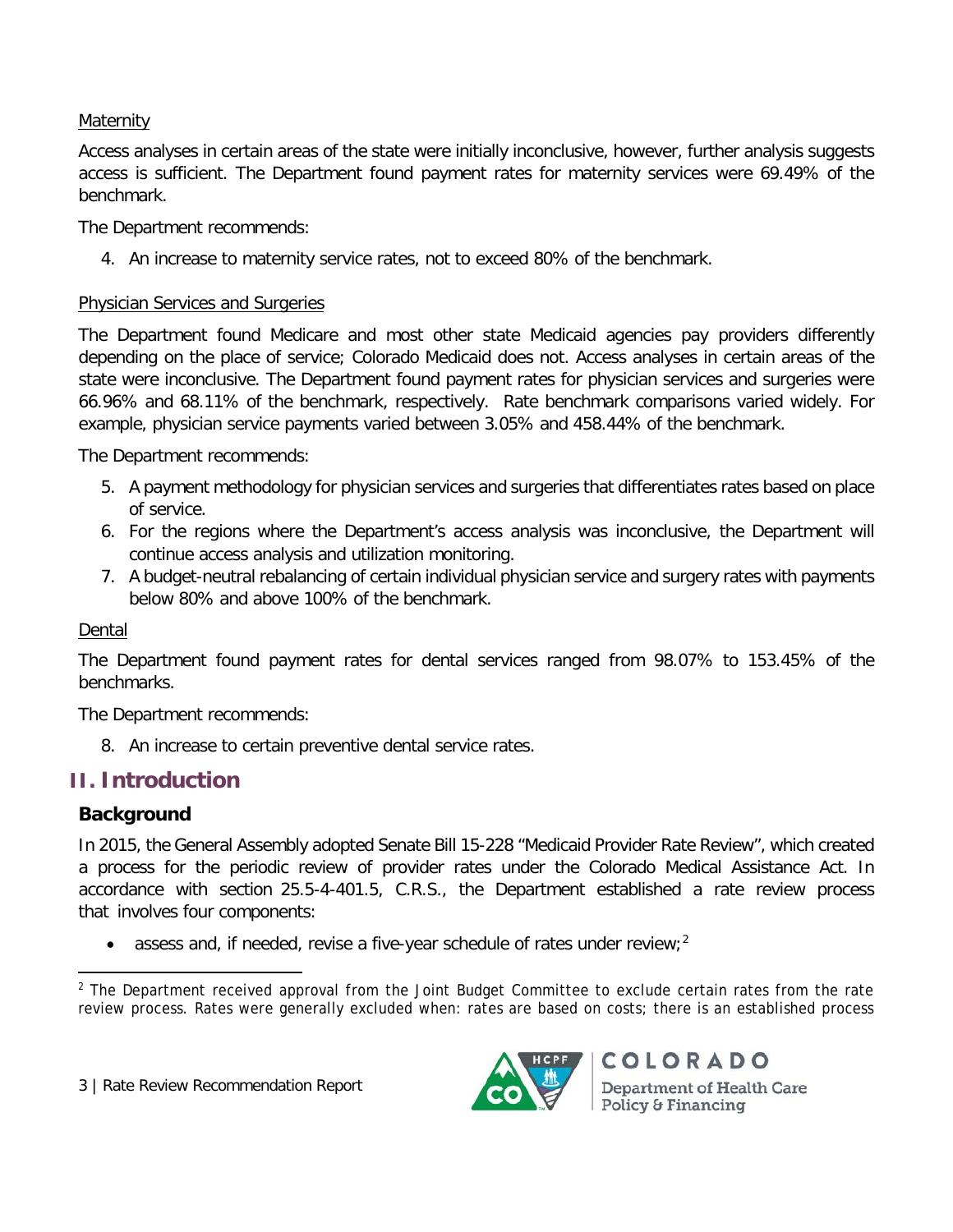Maternity

Access analyses in certain areas of the state were initially inconclusive, however, further analysis suggests access is sufficient. The Department found payment rates for maternity services were 69.49% of the benchmark.

The Department recommends:

4. An increase to maternity service rates, not to exceed 80% of the benchmark.

Physician Services and Surgeries

The Department found Medicare and most other state Medicaid agencies pay providers differently depending on the place of service; Colorado Medicaid does not. Access analyses in certain areas of the state were inconclusive. The Department found payment rates for physician services and surgeries were 66.96% and 68.11% of the benchmark, respectively. Rate benchmark comparisons varied widely. For example, physician service payments varied between 3.05% and 458.44% of the benchmark.

The Department recommends:

5. A payment methodology for physician services and surgeries that differentiates rates based on place of service.
6. For the regions where the Department's access analysis was inconclusive, the Department will continue access analysis and utilization monitoring.
7. A budget-neutral rebalancing of certain individual physician service and surgery rates with payments below 80% and above 100% of the benchmark.

Dental

The Department found payment rates for dental services ranged from 98.07% to 153.45% of the benchmarks.

The Department recommends:

8. An increase to certain preventive dental service rates.

# II. Introduction

## Background

In 2015, the General Assembly adopted Senate Bill 15-228 "Medicaid Provider Rate Review", which created a process for the periodic review of provider rates under the Colorado Medical Assistance Act. In accordance with section 25.5-4-401.5, C.R.S., the Department established a rate review process that involves four components:

- assess and, if needed, revise a five-year schedule of rates under review;[2]

[2] The Department received approval from the Joint Budget Committee to exclude certain rates from the rate review process. Rates were generally excluded when: rates are based on costs; there is an established process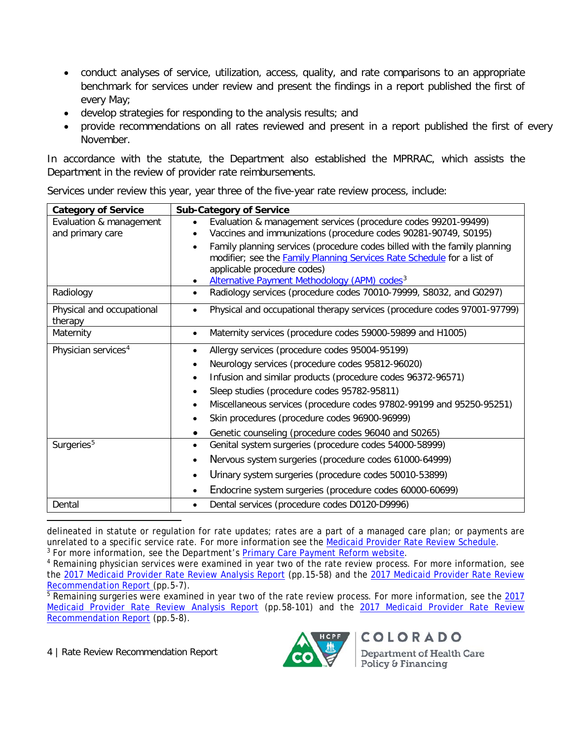- conduct analyses of service, utilization, access, quality, and rate comparisons to an appropriate benchmark for services under review and present the findings in a report published the first of every May;
- develop strategies for responding to the analysis results; and
- provide recommendations on all rates reviewed and present in a report published the first of every November.

In accordance with the statute, the Department also established the MPRRAC, which assists the Department in the review of provider rate reimbursements.

Services under review this year, year three of the five-year rate review process, include:

| Category of Service | Sub-Category of Service |
|---|---|
| Evaluation & management and primary care | • Evaluation & management services (procedure codes 99201-99499)<br>• Vaccines and immunizations (procedure codes 90281-90749, S0195)<br>• Family planning services (procedure codes billed with the family planning modifier; see the Family Planning Services Rate Schedule for a list of applicable procedure codes)<br>• Alternative Payment Methodology (APM) codes[3] |
| Radiology | • Radiology services (procedure codes 70010-79999, S8032, and G0297) |
| Physical and occupational therapy | • Physical and occupational therapy services (procedure codes 97001-97799) |
| Maternity | • Maternity services (procedure codes 59000-59899 and H1005) |
| Physician services[4] | • Allergy services (procedure codes 95004-95199)<br>• Neurology services (procedure codes 95812-96020)<br>• Infusion and similar products (procedure codes 96372-96571)<br>• Sleep studies (procedure codes 95782-95811)<br>• Miscellaneous services (procedure codes 97802-99199 and 95250-95251)<br>• Skin procedures (procedure codes 96900-96999)<br>• Genetic counseling (procedure codes 96040 and S0265) |
| Surgeries[5] | • Genital system surgeries (procedure codes 54000-58999)<br>• Nervous system surgeries (procedure codes 61000-64999)<br>• Urinary system surgeries (procedure codes 50010-53899)<br>• Endocrine system surgeries (procedure codes 60000-60699) |
| Dental | • Dental services (procedure codes D0120-D9996) |

---

delineated in statute or regulation for rate updates; rates are a part of a managed care plan; or payments are unrelated to a specific service rate. For more information see the Medicaid Provider Rate Review Schedule.

[3] For more information, see the Department's Primary Care Payment Reform website.

[4] Remaining physician services were examined in year two of the rate review process. For more information, see the 2017 Medicaid Provider Rate Review Analysis Report (pp.15-58) and the 2017 Medicaid Provider Rate Review Recommendation Report (pp.5-7).

[5] Remaining surgeries were examined in year two of the rate review process. For more information, see the 2017 Medicaid Provider Rate Review Analysis Report (pp.58-101) and the 2017 Medicaid Provider Rate Review Recommendation Report (pp.5-8).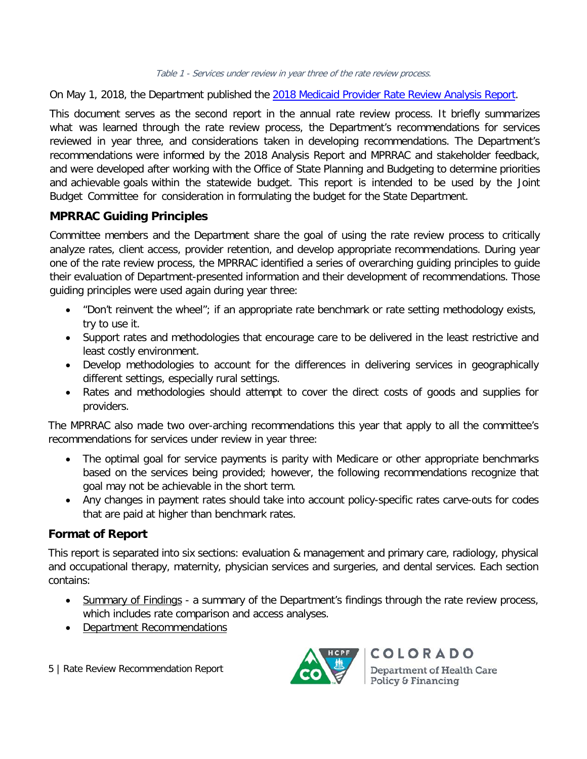*Table 1 - Services under review in year three of the rate review process.*

On May 1, 2018, the Department published the [2018 Medicaid Provider Rate Review Analysis Report](#).

This document serves as the second report in the annual rate review process. It briefly summarizes what was learned through the rate review process, the Department's recommendations for services reviewed in year three, and considerations taken in developing recommendations. The Department's recommendations were informed by the 2018 Analysis Report and MPRRAC and stakeholder feedback, and were developed after working with the Office of State Planning and Budgeting to determine priorities and achievable goals within the statewide budget. This report is intended to be used by the Joint Budget Committee for consideration in formulating the budget for the State Department.

## MPRRAC Guiding Principles

Committee members and the Department share the goal of using the rate review process to critically analyze rates, client access, provider retention, and develop appropriate recommendations. During year one of the rate review process, the MPRRAC identified a series of overarching guiding principles to guide their evaluation of Department-presented information and their development of recommendations. Those guiding principles were used again during year three:

- "Don't reinvent the wheel"; if an appropriate rate benchmark or rate setting methodology exists, try to use it.
- Support rates and methodologies that encourage care to be delivered in the least restrictive and least costly environment.
- Develop methodologies to account for the differences in delivering services in geographically different settings, especially rural settings.
- Rates and methodologies should attempt to cover the direct costs of goods and supplies for providers.

The MPRRAC also made two over-arching recommendations this year that apply to all the committee's recommendations for services under review in year three:

- The optimal goal for service payments is parity with Medicare or other appropriate benchmarks based on the services being provided; however, the following recommendations recognize that goal may not be achievable in the short term.
- Any changes in payment rates should take into account policy-specific rates carve-outs for codes that are paid at higher than benchmark rates.

## Format of Report

This report is separated into six sections: evaluation & management and primary care, radiology, physical and occupational therapy, maternity, physician services and surgeries, and dental services. Each section contains:

- Summary of Findings - a summary of the Department's findings through the rate review process, which includes rate comparison and access analyses.
- Department Recommendations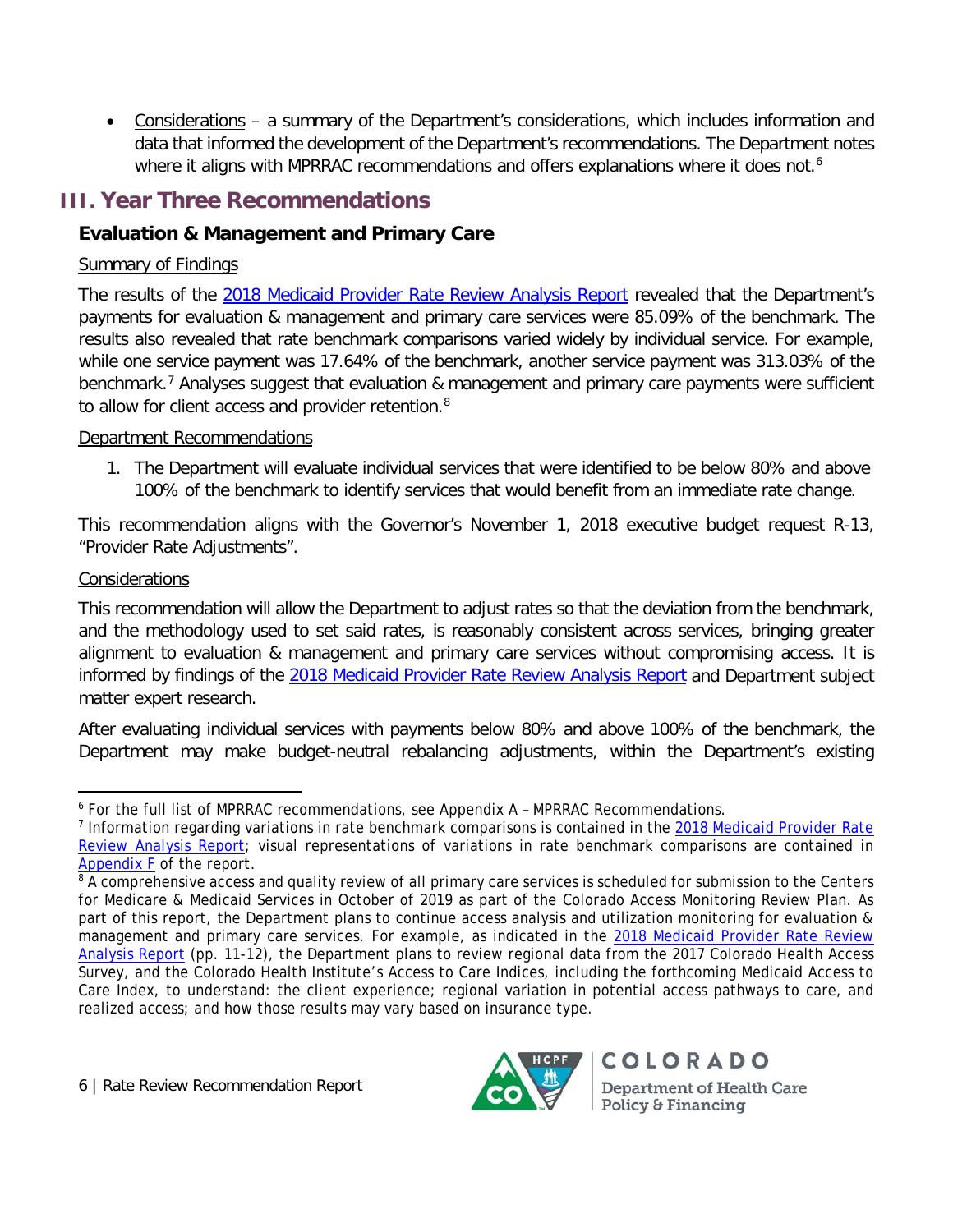- Considerations – a summary of the Department's considerations, which includes information and data that informed the development of the Department's recommendations. The Department notes where it aligns with MPRRAC recommendations and offers explanations where it does not.[6]

## III. Year Three Recommendations

### Evaluation & Management and Primary Care

Summary of Findings

The results of the 2018 Medicaid Provider Rate Review Analysis Report revealed that the Department's payments for evaluation & management and primary care services were 85.09% of the benchmark. The results also revealed that rate benchmark comparisons varied widely by individual service. For example, while one service payment was 17.64% of the benchmark, another service payment was 313.03% of the benchmark.[7] Analyses suggest that evaluation & management and primary care payments were sufficient to allow for client access and provider retention.[8]

Department Recommendations

1. The Department will evaluate individual services that were identified to be below 80% and above 100% of the benchmark to identify services that would benefit from an immediate rate change.

This recommendation aligns with the Governor's November 1, 2018 executive budget request R-13, "Provider Rate Adjustments".

Considerations

This recommendation will allow the Department to adjust rates so that the deviation from the benchmark, and the methodology used to set said rates, is reasonably consistent across services, bringing greater alignment to evaluation & management and primary care services without compromising access. It is informed by findings of the 2018 Medicaid Provider Rate Review Analysis Report and Department subject matter expert research.

After evaluating individual services with payments below 80% and above 100% of the benchmark, the Department may make budget-neutral rebalancing adjustments, within the Department's existing

---

[6] For the full list of MPRRAC recommendations, see Appendix A – MPRRAC Recommendations.

[7] Information regarding variations in rate benchmark comparisons is contained in the 2018 Medicaid Provider Rate Review Analysis Report; visual representations of variations in rate benchmark comparisons are contained in Appendix F of the report.

[8] A comprehensive access and quality review of all primary care services is scheduled for submission to the Centers for Medicare & Medicaid Services in October of 2019 as part of the Colorado Access Monitoring Review Plan. As part of this report, the Department plans to continue access analysis and utilization monitoring for evaluation & management and primary care services. For example, as indicated in the 2018 Medicaid Provider Rate Review Analysis Report (pp. 11-12), the Department plans to review regional data from the 2017 Colorado Health Access Survey, and the Colorado Health Institute's Access to Care Indices, including the forthcoming Medicaid Access to Care Index, to understand: the client experience; regional variation in potential access pathways to care, and realized access; and how those results may vary based on insurance type.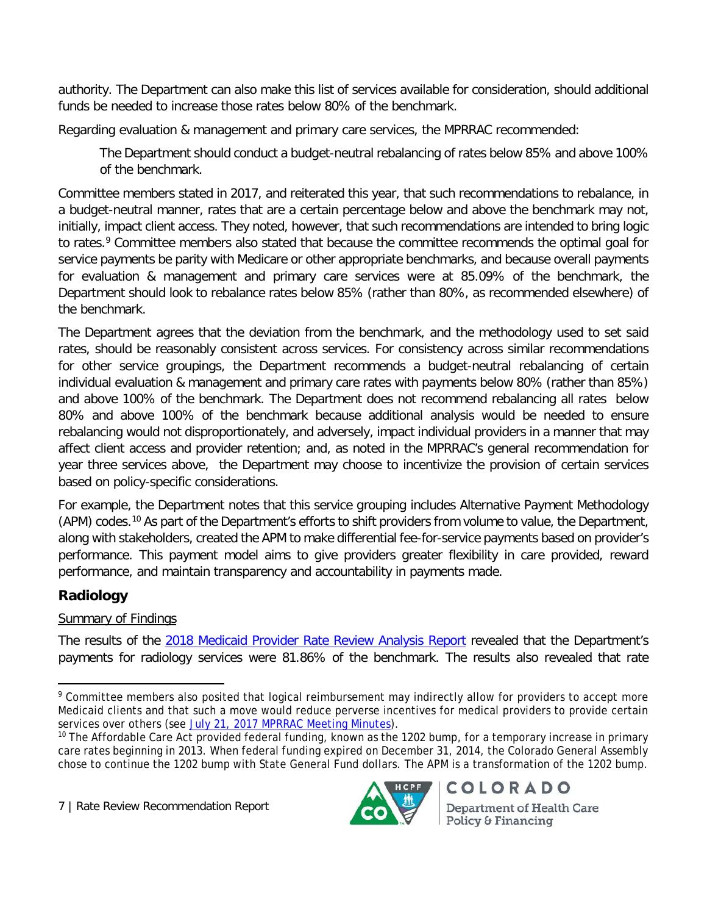authority. The Department can also make this list of services available for consideration, should additional funds be needed to increase those rates below 80% of the benchmark.

Regarding evaluation & management and primary care services, the MPRRAC recommended:

> The Department should conduct a budget-neutral rebalancing of rates below 85% and above 100% of the benchmark.

Committee members stated in 2017, and reiterated this year, that such recommendations to rebalance, in a budget-neutral manner, rates that are a certain percentage below and above the benchmark may not, initially, impact client access. They noted, however, that such recommendations are intended to bring logic to rates.[9] Committee members also stated that because the committee recommends the optimal goal for service payments be parity with Medicare or other appropriate benchmarks, and because overall payments for evaluation & management and primary care services were at 85.09% of the benchmark, the Department should look to rebalance rates below 85% (rather than 80%, as recommended elsewhere) of the benchmark.

The Department agrees that the deviation from the benchmark, and the methodology used to set said rates, should be reasonably consistent across services. For consistency across similar recommendations for other service groupings, the Department recommends a budget-neutral rebalancing of certain individual evaluation & management and primary care rates with payments below 80% (rather than 85%) and above 100% of the benchmark. The Department does not recommend rebalancing all rates below 80% and above 100% of the benchmark because additional analysis would be needed to ensure rebalancing would not disproportionately, and adversely, impact individual providers in a manner that may affect client access and provider retention; and, as noted in the MPRRAC's general recommendation for year three services above, the Department may choose to incentivize the provision of certain services based on policy-specific considerations.

For example, the Department notes that this service grouping includes Alternative Payment Methodology (APM) codes.[10] As part of the Department's efforts to shift providers from volume to value, the Department, along with stakeholders, created the APM to make differential fee-for-service payments based on provider's performance. This payment model aims to give providers greater flexibility in care provided, reward performance, and maintain transparency and accountability in payments made.

## Radiology

Summary of Findings

The results of the 2018 Medicaid Provider Rate Review Analysis Report revealed that the Department's payments for radiology services were 81.86% of the benchmark. The results also revealed that rate

---

[9] Committee members also posited that logical reimbursement may indirectly allow for providers to accept more Medicaid clients and that such a move would reduce perverse incentives for medical providers to provide certain services over others (see July 21, 2017 MPRRAC Meeting Minutes).

[10] The Affordable Care Act provided federal funding, known as the 1202 bump, for a temporary increase in primary care rates beginning in 2013. When federal funding expired on December 31, 2014, the Colorado General Assembly chose to continue the 1202 bump with State General Fund dollars. The APM is a transformation of the 1202 bump.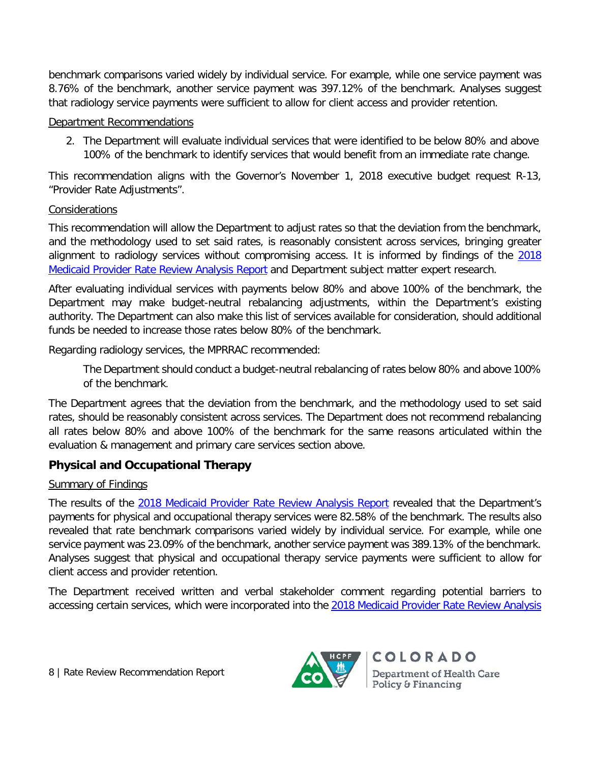benchmark comparisons varied widely by individual service. For example, while one service payment was 8.76% of the benchmark, another service payment was 397.12% of the benchmark. Analyses suggest that radiology service payments were sufficient to allow for client access and provider retention.

Department Recommendations

2. The Department will evaluate individual services that were identified to be below 80% and above 100% of the benchmark to identify services that would benefit from an immediate rate change.

This recommendation aligns with the Governor's November 1, 2018 executive budget request R-13, "Provider Rate Adjustments".

Considerations

This recommendation will allow the Department to adjust rates so that the deviation from the benchmark, and the methodology used to set said rates, is reasonably consistent across services, bringing greater alignment to radiology services without compromising access. It is informed by findings of the 2018 Medicaid Provider Rate Review Analysis Report and Department subject matter expert research.

After evaluating individual services with payments below 80% and above 100% of the benchmark, the Department may make budget-neutral rebalancing adjustments, within the Department's existing authority. The Department can also make this list of services available for consideration, should additional funds be needed to increase those rates below 80% of the benchmark.

Regarding radiology services, the MPRRAC recommended:

> The Department should conduct a budget-neutral rebalancing of rates below 80% and above 100% of the benchmark.

The Department agrees that the deviation from the benchmark, and the methodology used to set said rates, should be reasonably consistent across services. The Department does not recommend rebalancing all rates below 80% and above 100% of the benchmark for the same reasons articulated within the evaluation & management and primary care services section above.

## Physical and Occupational Therapy

Summary of Findings

The results of the 2018 Medicaid Provider Rate Review Analysis Report revealed that the Department's payments for physical and occupational therapy services were 82.58% of the benchmark. The results also revealed that rate benchmark comparisons varied widely by individual service. For example, while one service payment was 23.09% of the benchmark, another service payment was 389.13% of the benchmark. Analyses suggest that physical and occupational therapy service payments were sufficient to allow for client access and provider retention.

The Department received written and verbal stakeholder comment regarding potential barriers to accessing certain services, which were incorporated into the 2018 Medicaid Provider Rate Review Analysis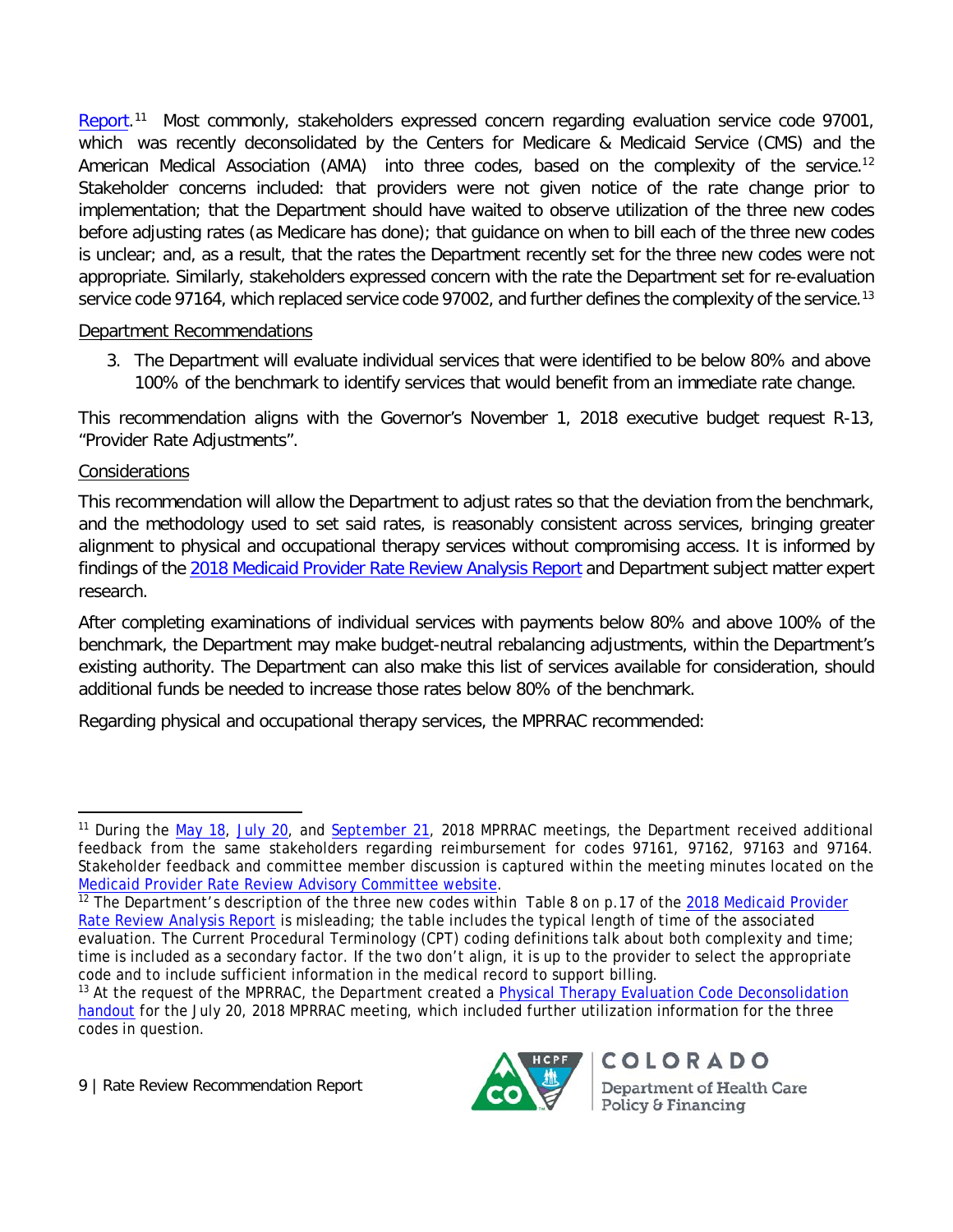Report.[11] Most commonly, stakeholders expressed concern regarding evaluation service code 97001, which was recently deconsolidated by the Centers for Medicare & Medicaid Service (CMS) and the American Medical Association (AMA) into three codes, based on the complexity of the service.[12] Stakeholder concerns included: that providers were not given notice of the rate change prior to implementation; that the Department should have waited to observe utilization of the three new codes before adjusting rates (as Medicare has done); that guidance on when to bill each of the three new codes is unclear; and, as a result, that the rates the Department recently set for the three new codes were not appropriate. Similarly, stakeholders expressed concern with the rate the Department set for re-evaluation service code 97164, which replaced service code 97002, and further defines the complexity of the service.[13]

Department Recommendations

3. The Department will evaluate individual services that were identified to be below 80% and above 100% of the benchmark to identify services that would benefit from an immediate rate change.

This recommendation aligns with the Governor's November 1, 2018 executive budget request R-13, "Provider Rate Adjustments".

Considerations

This recommendation will allow the Department to adjust rates so that the deviation from the benchmark, and the methodology used to set said rates, is reasonably consistent across services, bringing greater alignment to physical and occupational therapy services without compromising access. It is informed by findings of the 2018 Medicaid Provider Rate Review Analysis Report and Department subject matter expert research.

After completing examinations of individual services with payments below 80% and above 100% of the benchmark, the Department may make budget-neutral rebalancing adjustments, within the Department's existing authority. The Department can also make this list of services available for consideration, should additional funds be needed to increase those rates below 80% of the benchmark.

Regarding physical and occupational therapy services, the MPRRAC recommended:

---

[11] During the May 18, July 20, and September 21, 2018 MPRRAC meetings, the Department received additional feedback from the same stakeholders regarding reimbursement for codes 97161, 97162, 97163 and 97164. Stakeholder feedback and committee member discussion is captured within the meeting minutes located on the Medicaid Provider Rate Review Advisory Committee website.

[12] The Department's description of the three new codes within Table 8 on p.17 of the 2018 Medicaid Provider Rate Review Analysis Report is misleading; the table includes the typical length of time of the associated evaluation. The Current Procedural Terminology (CPT) coding definitions talk about both complexity and time; time is included as a secondary factor. If the two don't align, it is up to the provider to select the appropriate code and to include sufficient information in the medical record to support billing.

[13] At the request of the MPRRAC, the Department created a Physical Therapy Evaluation Code Deconsolidation handout for the July 20, 2018 MPRRAC meeting, which included further utilization information for the three codes in question.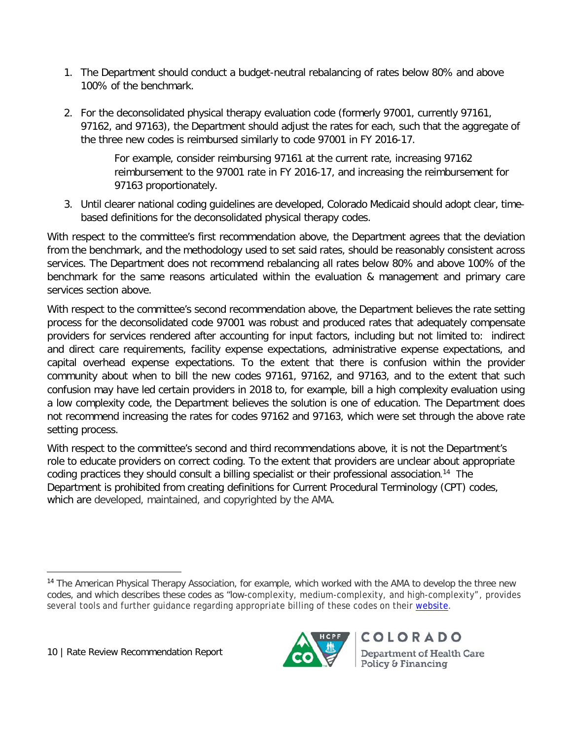1. The Department should conduct a budget-neutral rebalancing of rates below 80% and above 100% of the benchmark.
2. For the deconsolidated physical therapy evaluation code (formerly 97001, currently 97161, 97162, and 97163), the Department should adjust the rates for each, such that the aggregate of the three new codes is reimbursed similarly to code 97001 in FY 2016-17.

   For example, consider reimbursing 97161 at the current rate, increasing 97162 reimbursement to the 97001 rate in FY 2016-17, and increasing the reimbursement for 97163 proportionately.
3. Until clearer national coding guidelines are developed, Colorado Medicaid should adopt clear, time-based definitions for the deconsolidated physical therapy codes.

With respect to the committee's first recommendation above, the Department agrees that the deviation from the benchmark, and the methodology used to set said rates, should be reasonably consistent across services. The Department does not recommend rebalancing all rates below 80% and above 100% of the benchmark for the same reasons articulated within the evaluation & management and primary care services section above.

With respect to the committee's second recommendation above, the Department believes the rate setting process for the deconsolidated code 97001 was robust and produced rates that adequately compensate providers for services rendered after accounting for input factors, including but not limited to: indirect and direct care requirements, facility expense expectations, administrative expense expectations, and capital overhead expense expectations. To the extent that there is confusion within the provider community about when to bill the new codes 97161, 97162, and 97163, and to the extent that such confusion may have led certain providers in 2018 to, for example, bill a high complexity evaluation using a low complexity code, the Department believes the solution is one of education. The Department does not recommend increasing the rates for codes 97162 and 97163, which were set through the above rate setting process.

With respect to the committee's second and third recommendations above, it is not the Department's role to educate providers on correct coding. To the extent that providers are unclear about appropriate coding practices they should consult a billing specialist or their professional association.[14] The Department is prohibited from creating definitions for Current Procedural Terminology (CPT) codes, which are developed, maintained, and copyrighted by the AMA.

---

[14] The American Physical Therapy Association, for example, which worked with the AMA to develop the three new codes, and which describes these codes as "low-complexity, medium-complexity, and high-complexity", provides several tools and further guidance regarding appropriate billing of these codes on their website.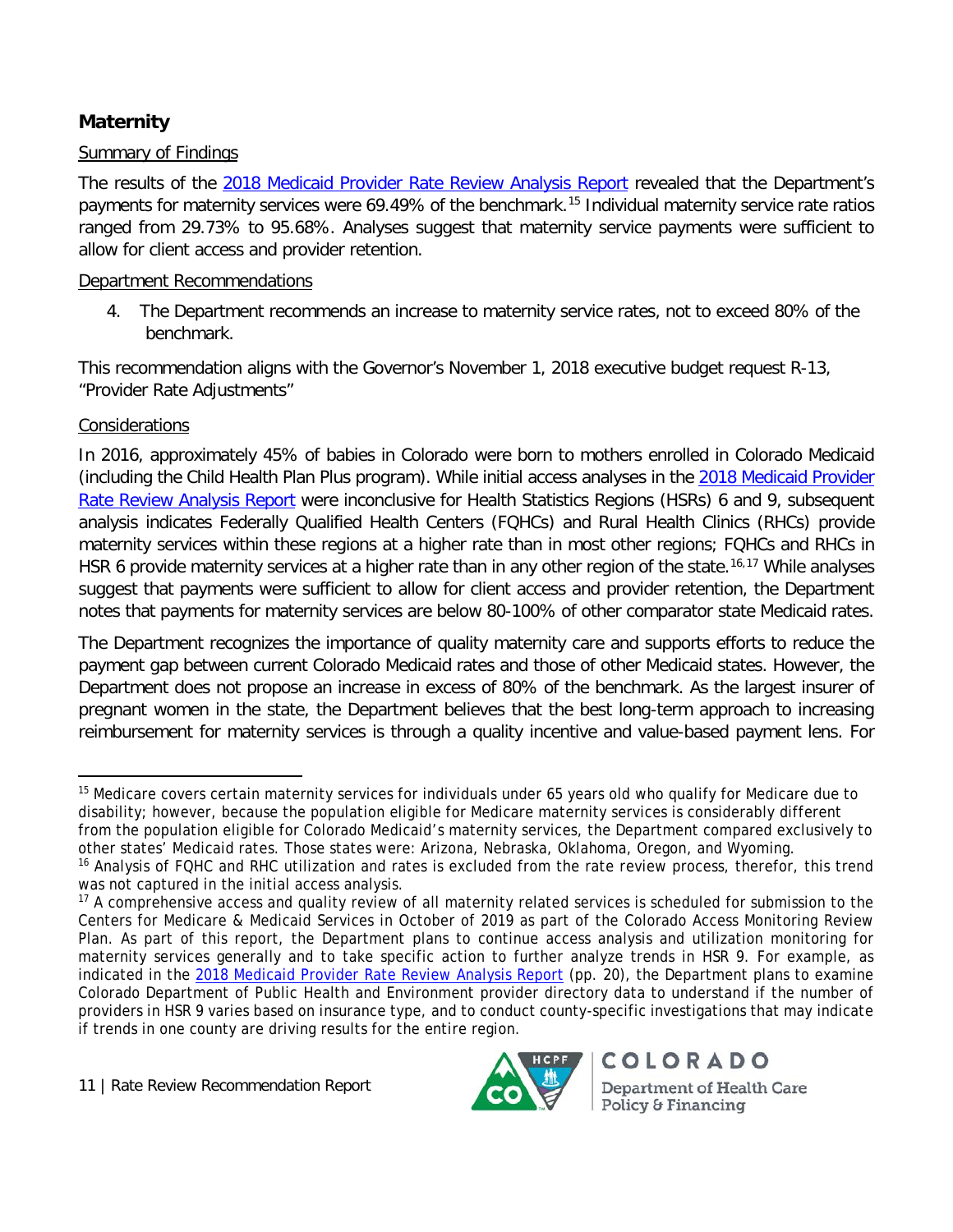## Maternity

Summary of Findings

The results of the 2018 Medicaid Provider Rate Review Analysis Report revealed that the Department's payments for maternity services were 69.49% of the benchmark.[15] Individual maternity service rate ratios ranged from 29.73% to 95.68%. Analyses suggest that maternity service payments were sufficient to allow for client access and provider retention.

Department Recommendations

4. The Department recommends an increase to maternity service rates, not to exceed 80% of the benchmark.

This recommendation aligns with the Governor's November 1, 2018 executive budget request R-13, "Provider Rate Adjustments"

Considerations

In 2016, approximately 45% of babies in Colorado were born to mothers enrolled in Colorado Medicaid (including the Child Health Plan Plus program). While initial access analyses in the 2018 Medicaid Provider Rate Review Analysis Report were inconclusive for Health Statistics Regions (HSRs) 6 and 9, subsequent analysis indicates Federally Qualified Health Centers (FQHCs) and Rural Health Clinics (RHCs) provide maternity services within these regions at a higher rate than in most other regions; FQHCs and RHCs in HSR 6 provide maternity services at a higher rate than in any other region of the state.[16,17] While analyses suggest that payments were sufficient to allow for client access and provider retention, the Department notes that payments for maternity services are below 80-100% of other comparator state Medicaid rates.

The Department recognizes the importance of quality maternity care and supports efforts to reduce the payment gap between current Colorado Medicaid rates and those of other Medicaid states. However, the Department does not propose an increase in excess of 80% of the benchmark. As the largest insurer of pregnant women in the state, the Department believes that the best long-term approach to increasing reimbursement for maternity services is through a quality incentive and value-based payment lens. For

---

[15] Medicare covers certain maternity services for individuals under 65 years old who qualify for Medicare due to disability; however, because the population eligible for Medicare maternity services is considerably different from the population eligible for Colorado Medicaid's maternity services, the Department compared exclusively to other states' Medicaid rates. Those states were: Arizona, Nebraska, Oklahoma, Oregon, and Wyoming.

[16] Analysis of FQHC and RHC utilization and rates is excluded from the rate review process, therefor, this trend was not captured in the initial access analysis.

[17] A comprehensive access and quality review of all maternity related services is scheduled for submission to the Centers for Medicare & Medicaid Services in October of 2019 as part of the Colorado Access Monitoring Review Plan. As part of this report, the Department plans to continue access analysis and utilization monitoring for maternity services generally and to take specific action to further analyze trends in HSR 9. For example, as indicated in the 2018 Medicaid Provider Rate Review Analysis Report (pp. 20), the Department plans to examine Colorado Department of Public Health and Environment provider directory data to understand if the number of providers in HSR 9 varies based on insurance type, and to conduct county-specific investigations that may indicate if trends in one county are driving results for the entire region.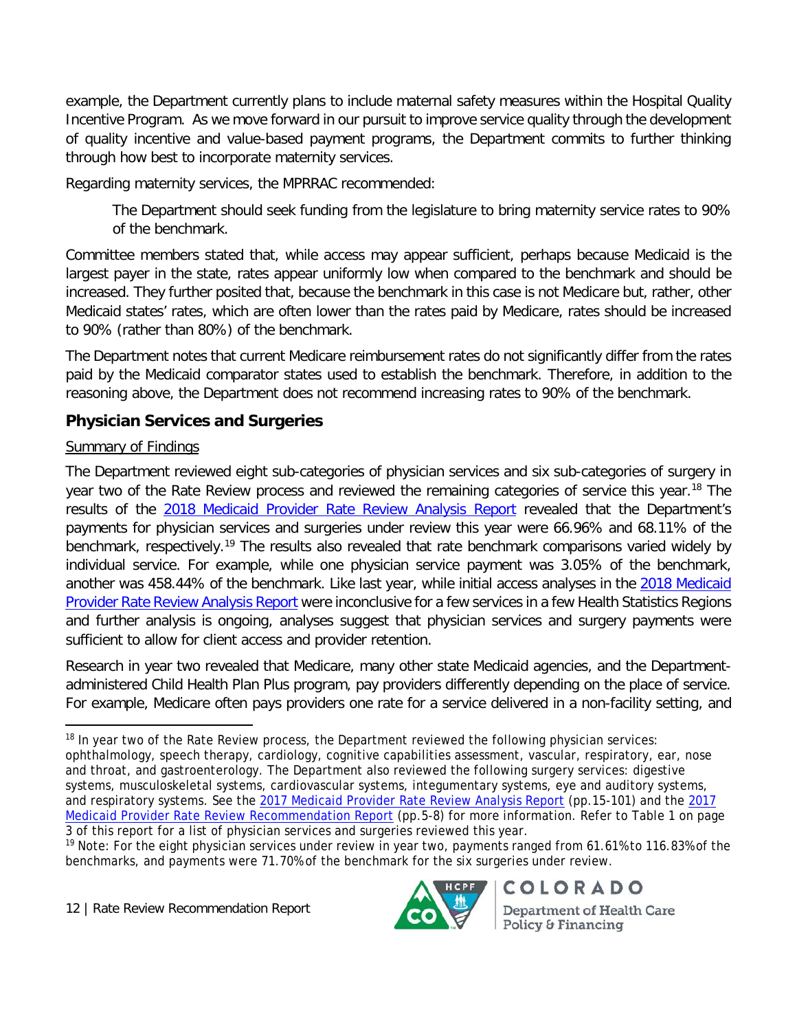example, the Department currently plans to include maternal safety measures within the Hospital Quality Incentive Program. As we move forward in our pursuit to improve service quality through the development of quality incentive and value-based payment programs, the Department commits to further thinking through how best to incorporate maternity services.

Regarding maternity services, the MPRRAC recommended:

> The Department should seek funding from the legislature to bring maternity service rates to 90% of the benchmark.

Committee members stated that, while access may appear sufficient, perhaps because Medicaid is the largest payer in the state, rates appear uniformly low when compared to the benchmark and should be increased. They further posited that, because the benchmark in this case is not Medicare but, rather, other Medicaid states' rates, which are often lower than the rates paid by Medicare, rates should be increased to 90% (rather than 80%) of the benchmark.

The Department notes that current Medicare reimbursement rates do not significantly differ from the rates paid by the Medicaid comparator states used to establish the benchmark. Therefore, in addition to the reasoning above, the Department does not recommend increasing rates to 90% of the benchmark.

## Physician Services and Surgeries

Summary of Findings

The Department reviewed eight sub-categories of physician services and six sub-categories of surgery in year two of the Rate Review process and reviewed the remaining categories of service this year.[18] The results of the 2018 Medicaid Provider Rate Review Analysis Report revealed that the Department's payments for physician services and surgeries under review this year were 66.96% and 68.11% of the benchmark, respectively.[19] The results also revealed that rate benchmark comparisons varied widely by individual service. For example, while one physician service payment was 3.05% of the benchmark, another was 458.44% of the benchmark. Like last year, while initial access analyses in the 2018 Medicaid Provider Rate Review Analysis Report were inconclusive for a few services in a few Health Statistics Regions and further analysis is ongoing, analyses suggest that physician services and surgery payments were sufficient to allow for client access and provider retention.

Research in year two revealed that Medicare, many other state Medicaid agencies, and the Department-administered Child Health Plan Plus program, pay providers differently depending on the place of service. For example, Medicare often pays providers one rate for a service delivered in a non-facility setting, and

---

[18] In year two of the Rate Review process, the Department reviewed the following physician services: ophthalmology, speech therapy, cardiology, cognitive capabilities assessment, vascular, respiratory, ear, nose and throat, and gastroenterology. The Department also reviewed the following surgery services: digestive systems, musculoskeletal systems, cardiovascular systems, integumentary systems, eye and auditory systems, and respiratory systems. See the 2017 Medicaid Provider Rate Review Analysis Report (pp.15-101) and the 2017 Medicaid Provider Rate Review Recommendation Report (pp.5-8) for more information. Refer to Table 1 on page 3 of this report for a list of physician services and surgeries reviewed this year.

[19] Note: For the eight physician services under review in year two, payments ranged from 61.61% to 116.83% of the benchmarks, and payments were 71.70% of the benchmark for the six surgeries under review.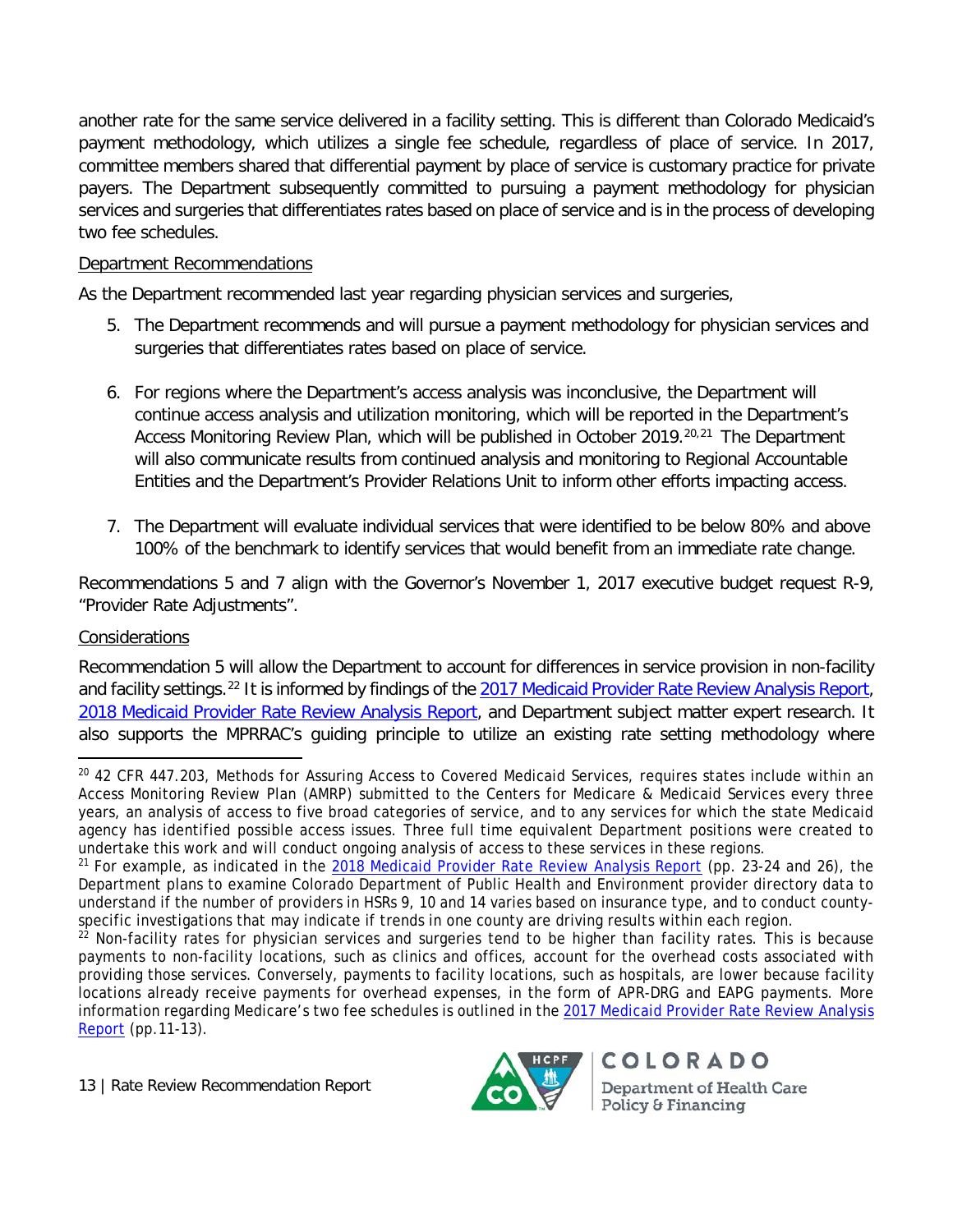another rate for the same service delivered in a facility setting. This is different than Colorado Medicaid's payment methodology, which utilizes a single fee schedule, regardless of place of service. In 2017, committee members shared that differential payment by place of service is customary practice for private payers. The Department subsequently committed to pursuing a payment methodology for physician services and surgeries that differentiates rates based on place of service and is in the process of developing two fee schedules.

Department Recommendations

As the Department recommended last year regarding physician services and surgeries,

5. The Department recommends and will pursue a payment methodology for physician services and surgeries that differentiates rates based on place of service.

6. For regions where the Department's access analysis was inconclusive, the Department will continue access analysis and utilization monitoring, which will be reported in the Department's Access Monitoring Review Plan, which will be published in October 2019.[20,21] The Department will also communicate results from continued analysis and monitoring to Regional Accountable Entities and the Department's Provider Relations Unit to inform other efforts impacting access.

7. The Department will evaluate individual services that were identified to be below 80% and above 100% of the benchmark to identify services that would benefit from an immediate rate change.

Recommendations 5 and 7 align with the Governor's November 1, 2017 executive budget request R-9, "Provider Rate Adjustments".

Considerations

Recommendation 5 will allow the Department to account for differences in service provision in non-facility and facility settings.[22] It is informed by findings of the 2017 Medicaid Provider Rate Review Analysis Report, 2018 Medicaid Provider Rate Review Analysis Report, and Department subject matter expert research. It also supports the MPRRAC's guiding principle to utilize an existing rate setting methodology where

---

[20] 42 CFR 447.203, Methods for Assuring Access to Covered Medicaid Services, requires states include within an Access Monitoring Review Plan (AMRP) submitted to the Centers for Medicare & Medicaid Services every three years, an analysis of access to five broad categories of service, and to any services for which the state Medicaid agency has identified possible access issues. Three full time equivalent Department positions were created to undertake this work and will conduct ongoing analysis of access to these services in these regions.

[21] For example, as indicated in the 2018 Medicaid Provider Rate Review Analysis Report (pp. 23-24 and 26), the Department plans to examine Colorado Department of Public Health and Environment provider directory data to understand if the number of providers in HSRs 9, 10 and 14 varies based on insurance type, and to conduct county-specific investigations that may indicate if trends in one county are driving results within each region.

[22] Non-facility rates for physician services and surgeries tend to be higher than facility rates. This is because payments to non-facility locations, such as clinics and offices, account for the overhead costs associated with providing those services. Conversely, payments to facility locations, such as hospitals, are lower because facility locations already receive payments for overhead expenses, in the form of APR-DRG and EAPG payments. More information regarding Medicare's two fee schedules is outlined in the 2017 Medicaid Provider Rate Review Analysis Report (pp.11-13).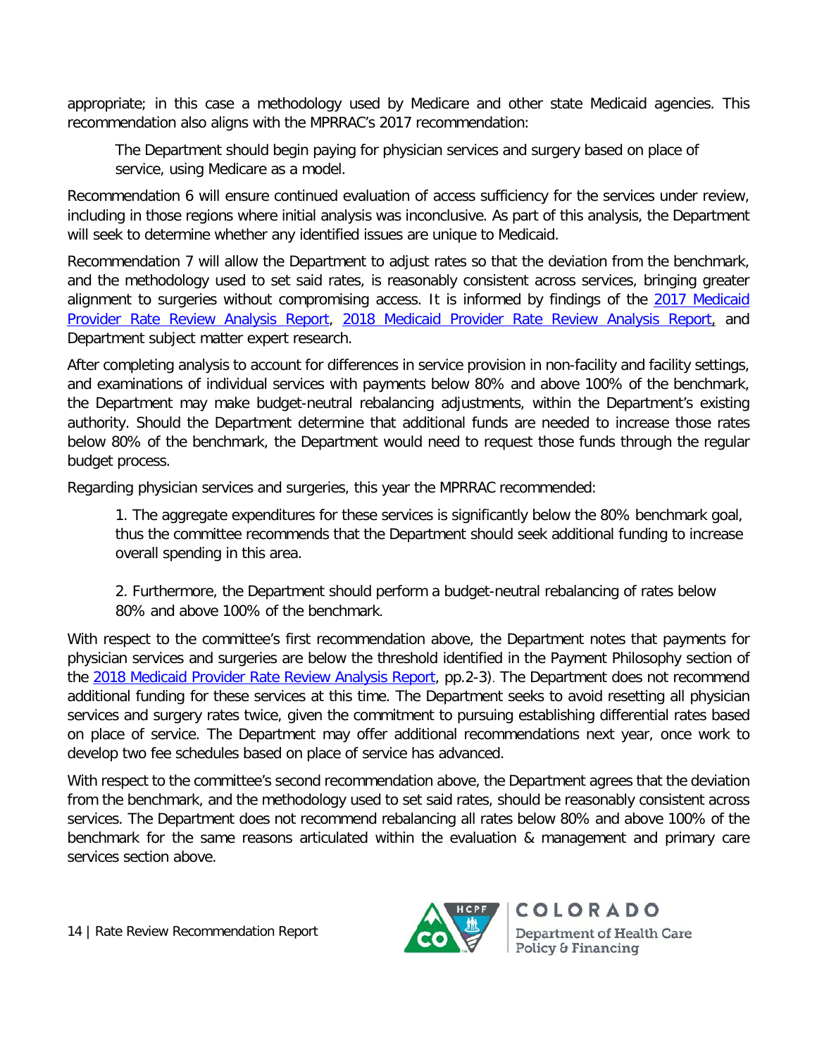appropriate; in this case a methodology used by Medicare and other state Medicaid agencies. This recommendation also aligns with the MPRRAC's 2017 recommendation:

> The Department should begin paying for physician services and surgery based on place of service, using Medicare as a model.

Recommendation 6 will ensure continued evaluation of access sufficiency for the services under review, including in those regions where initial analysis was inconclusive. As part of this analysis, the Department will seek to determine whether any identified issues are unique to Medicaid.

Recommendation 7 will allow the Department to adjust rates so that the deviation from the benchmark, and the methodology used to set said rates, is reasonably consistent across services, bringing greater alignment to surgeries without compromising access. It is informed by findings of the 2017 Medicaid Provider Rate Review Analysis Report, 2018 Medicaid Provider Rate Review Analysis Report, and Department subject matter expert research.

After completing analysis to account for differences in service provision in non-facility and facility settings, and examinations of individual services with payments below 80% and above 100% of the benchmark, the Department may make budget-neutral rebalancing adjustments, within the Department's existing authority. Should the Department determine that additional funds are needed to increase those rates below 80% of the benchmark, the Department would need to request those funds through the regular budget process.

Regarding physician services and surgeries, this year the MPRRAC recommended:

> 1. The aggregate expenditures for these services is significantly below the 80% benchmark goal, thus the committee recommends that the Department should seek additional funding to increase overall spending in this area.
>
> 2. Furthermore, the Department should perform a budget-neutral rebalancing of rates below 80% and above 100% of the benchmark.

With respect to the committee's first recommendation above, the Department notes that payments for physician services and surgeries are below the threshold identified in the Payment Philosophy section of the 2018 Medicaid Provider Rate Review Analysis Report, pp.2-3). The Department does not recommend additional funding for these services at this time. The Department seeks to avoid resetting all physician services and surgery rates twice, given the commitment to pursuing establishing differential rates based on place of service. The Department may offer additional recommendations next year, once work to develop two fee schedules based on place of service has advanced.

With respect to the committee's second recommendation above, the Department agrees that the deviation from the benchmark, and the methodology used to set said rates, should be reasonably consistent across services. The Department does not recommend rebalancing all rates below 80% and above 100% of the benchmark for the same reasons articulated within the evaluation & management and primary care services section above.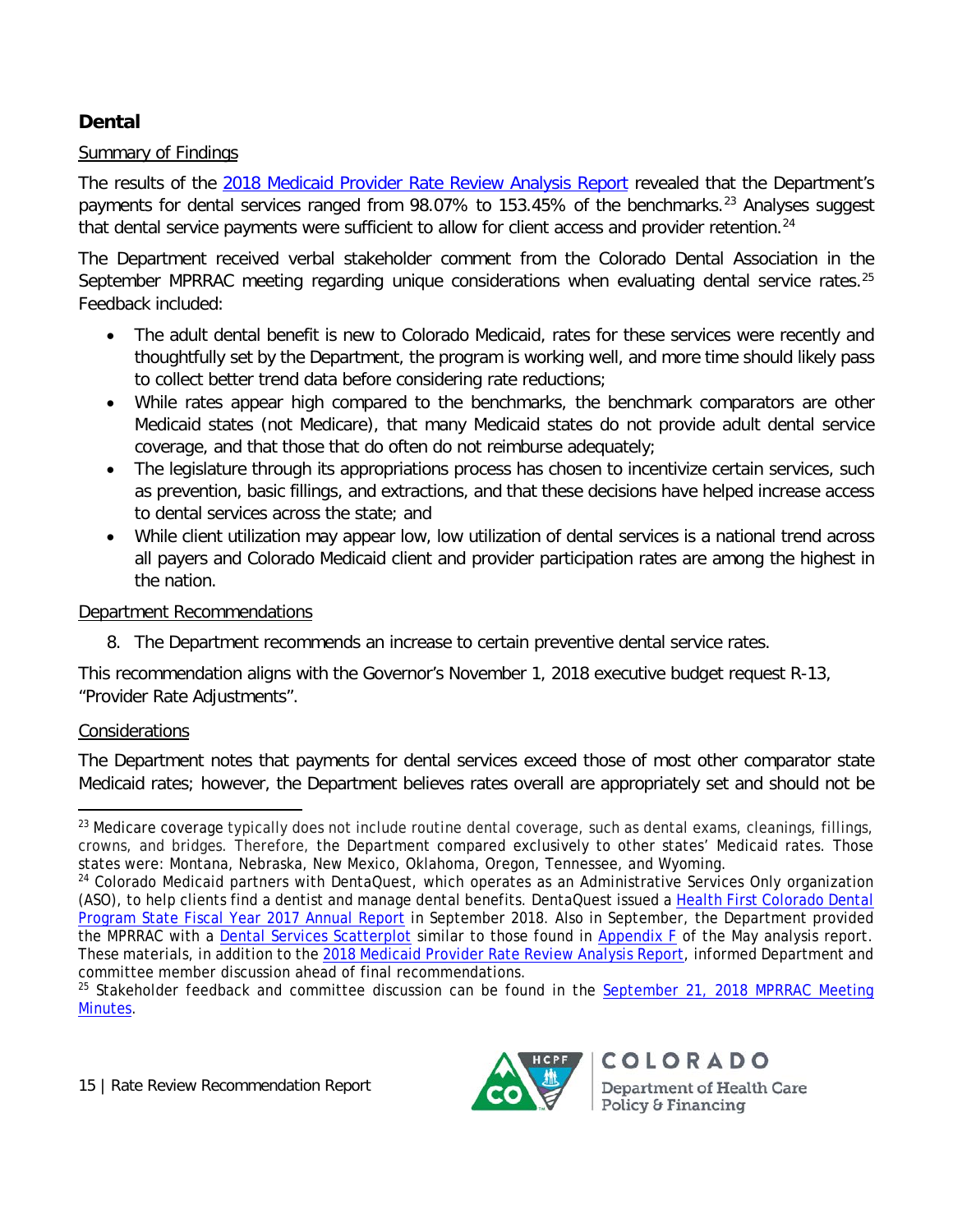## Dental

Summary of Findings

The results of the 2018 Medicaid Provider Rate Review Analysis Report revealed that the Department's payments for dental services ranged from 98.07% to 153.45% of the benchmarks.[23] Analyses suggest that dental service payments were sufficient to allow for client access and provider retention.[24]

The Department received verbal stakeholder comment from the Colorado Dental Association in the September MPRRAC meeting regarding unique considerations when evaluating dental service rates.[25] Feedback included:

- The adult dental benefit is new to Colorado Medicaid, rates for these services were recently and thoughtfully set by the Department, the program is working well, and more time should likely pass to collect better trend data before considering rate reductions;
- While rates appear high compared to the benchmarks, the benchmark comparators are other Medicaid states (not Medicare), that many Medicaid states do not provide adult dental service coverage, and that those that do often do not reimburse adequately;
- The legislature through its appropriations process has chosen to incentivize certain services, such as prevention, basic fillings, and extractions, and that these decisions have helped increase access to dental services across the state; and
- While client utilization may appear low, low utilization of dental services is a national trend across all payers and Colorado Medicaid client and provider participation rates are among the highest in the nation.

Department Recommendations

8. The Department recommends an increase to certain preventive dental service rates.

This recommendation aligns with the Governor's November 1, 2018 executive budget request R-13, "Provider Rate Adjustments".

Considerations

The Department notes that payments for dental services exceed those of most other comparator state Medicaid rates; however, the Department believes rates overall are appropriately set and should not be

---

[23] Medicare coverage typically does not include routine dental coverage, such as dental exams, cleanings, fillings, crowns, and bridges. Therefore, the Department compared exclusively to other states' Medicaid rates. Those states were: Montana, Nebraska, New Mexico, Oklahoma, Oregon, Tennessee, and Wyoming.

[24] Colorado Medicaid partners with DentaQuest, which operates as an Administrative Services Only organization (ASO), to help clients find a dentist and manage dental benefits. DentaQuest issued a Health First Colorado Dental Program State Fiscal Year 2017 Annual Report in September 2018. Also in September, the Department provided the MPRRAC with a Dental Services Scatterplot similar to those found in Appendix F of the May analysis report. These materials, in addition to the 2018 Medicaid Provider Rate Review Analysis Report, informed Department and committee member discussion ahead of final recommendations.

[25] Stakeholder feedback and committee discussion can be found in the September 21, 2018 MPRRAC Meeting Minutes.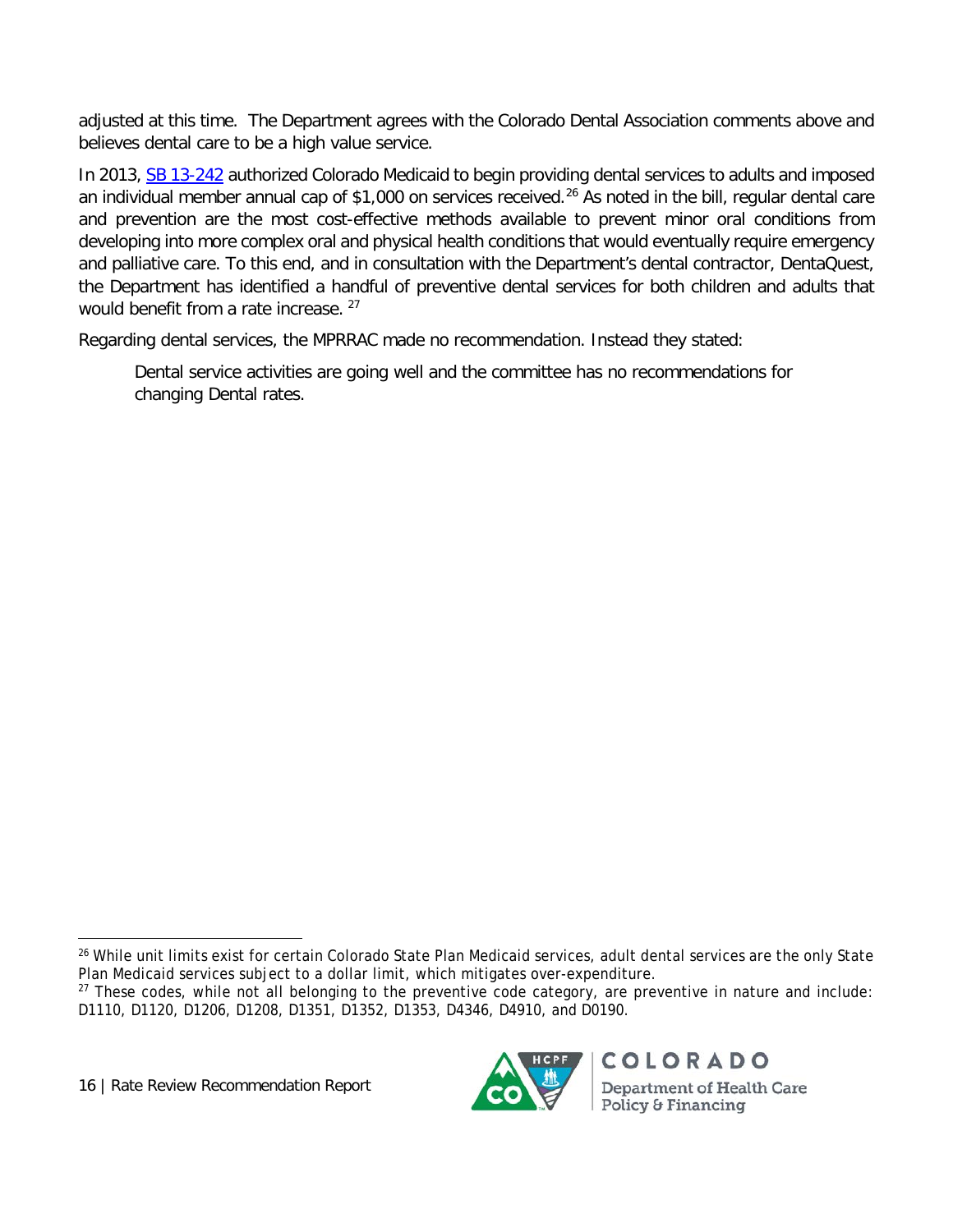adjusted at this time. The Department agrees with the Colorado Dental Association comments above and believes dental care to be a high value service.

In 2013, [SB 13-242] authorized Colorado Medicaid to begin providing dental services to adults and imposed an individual member annual cap of $1,000 on services received.[26] As noted in the bill, regular dental care and prevention are the most cost-effective methods available to prevent minor oral conditions from developing into more complex oral and physical health conditions that would eventually require emergency and palliative care. To this end, and in consultation with the Department's dental contractor, DentaQuest, the Department has identified a handful of preventive dental services for both children and adults that would benefit from a rate increase.[27]

Regarding dental services, the MPRRAC made no recommendation. Instead they stated:

> Dental service activities are going well and the committee has no recommendations for changing Dental rates.

---

[26] While unit limits exist for certain Colorado State Plan Medicaid services, adult dental services are the only State Plan Medicaid services subject to a dollar limit, which mitigates over-expenditure.

[27] These codes, while not all belonging to the preventive code category, are preventive in nature and include: D1110, D1120, D1206, D1208, D1351, D1352, D1353, D4346, D4910, and D0190.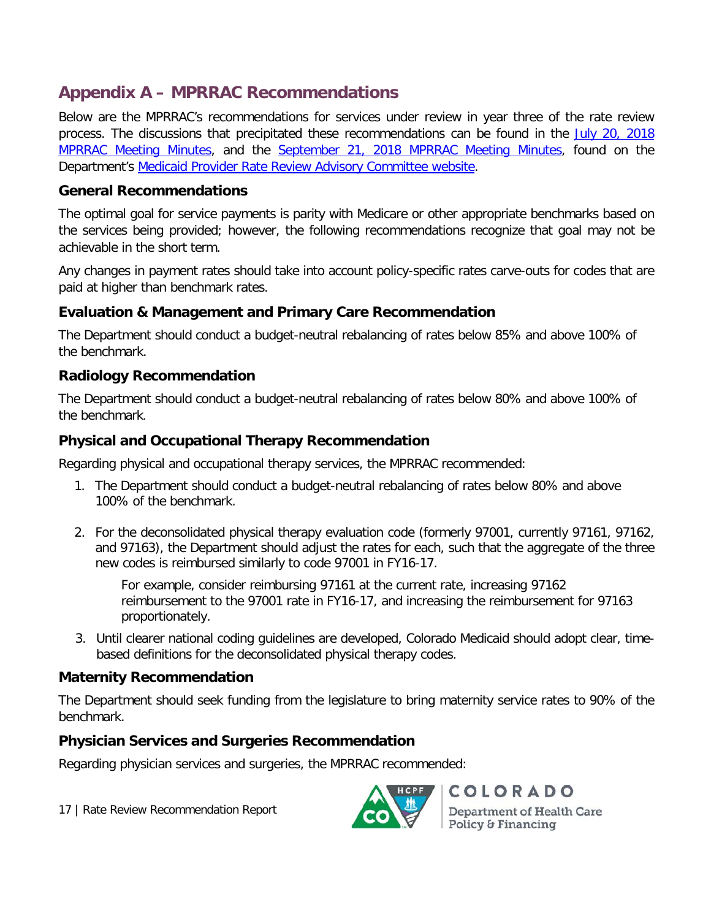## Appendix A – MPRRAC Recommendations

Below are the MPRRAC's recommendations for services under review in year three of the rate review process. The discussions that precipitated these recommendations can be found in the July 20, 2018 MPRRAC Meeting Minutes, and the September 21, 2018 MPRRAC Meeting Minutes, found on the Department's Medicaid Provider Rate Review Advisory Committee website.

### General Recommendations

The optimal goal for service payments is parity with Medicare or other appropriate benchmarks based on the services being provided; however, the following recommendations recognize that goal may not be achievable in the short term.

Any changes in payment rates should take into account policy-specific rates carve-outs for codes that are paid at higher than benchmark rates.

### Evaluation & Management and Primary Care Recommendation

The Department should conduct a budget-neutral rebalancing of rates below 85% and above 100% of the benchmark.

### Radiology Recommendation

The Department should conduct a budget-neutral rebalancing of rates below 80% and above 100% of the benchmark.

### Physical and Occupational Therapy Recommendation

Regarding physical and occupational therapy services, the MPRRAC recommended:

1. The Department should conduct a budget-neutral rebalancing of rates below 80% and above 100% of the benchmark.

2. For the deconsolidated physical therapy evaluation code (formerly 97001, currently 97161, 97162, and 97163), the Department should adjust the rates for each, such that the aggregate of the three new codes is reimbursed similarly to code 97001 in FY16-17.

   For example, consider reimbursing 97161 at the current rate, increasing 97162 reimbursement to the 97001 rate in FY16-17, and increasing the reimbursement for 97163 proportionately.

3. Until clearer national coding guidelines are developed, Colorado Medicaid should adopt clear, time-based definitions for the deconsolidated physical therapy codes.

### Maternity Recommendation

The Department should seek funding from the legislature to bring maternity service rates to 90% of the benchmark.

### Physician Services and Surgeries Recommendation

Regarding physician services and surgeries, the MPRRAC recommended: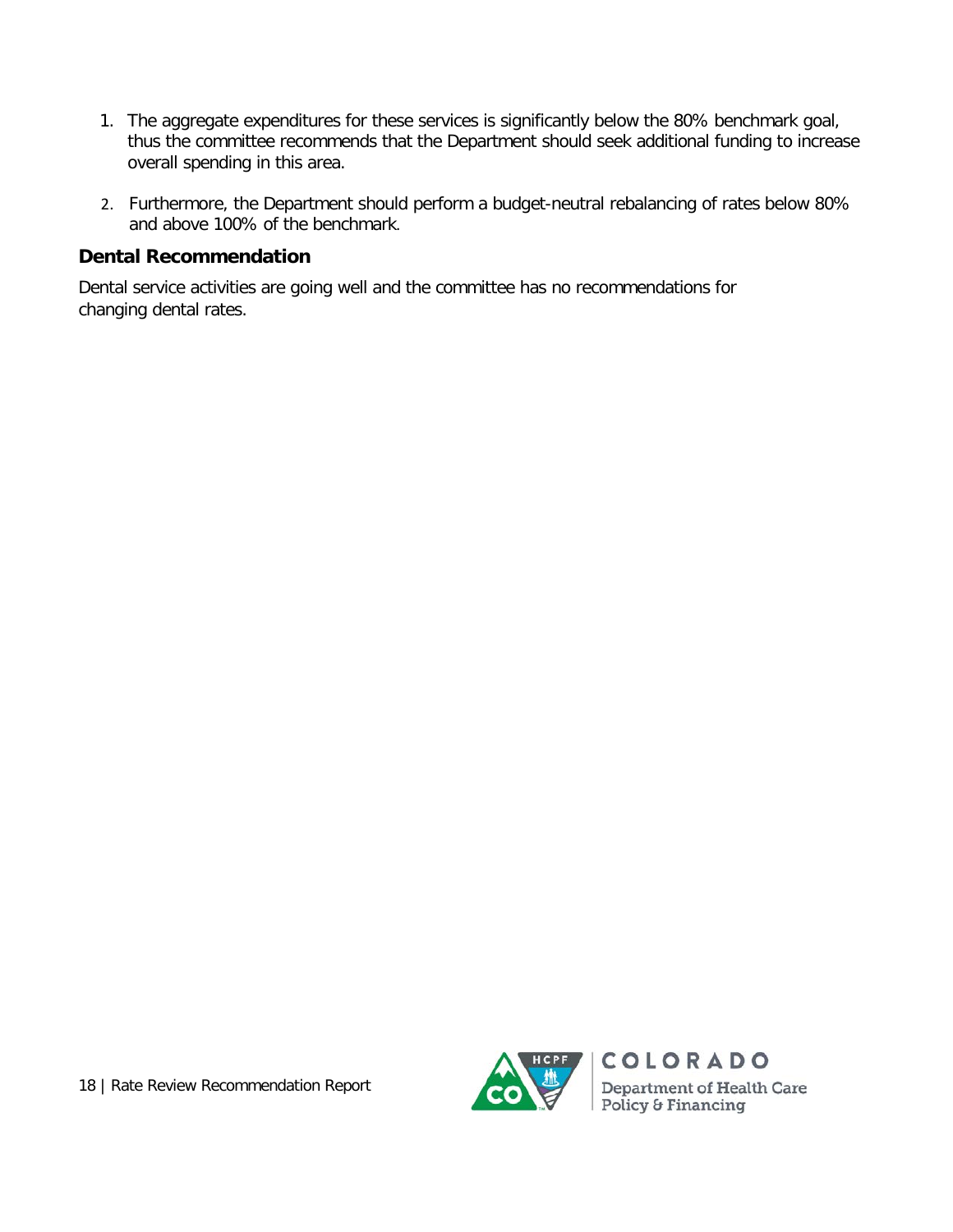1. The aggregate expenditures for these services is significantly below the 80% benchmark goal, thus the committee recommends that the Department should seek additional funding to increase overall spending in this area.
2. Furthermore, the Department should perform a budget-neutral rebalancing of rates below 80% and above 100% of the benchmark.

### Dental Recommendation

Dental service activities are going well and the committee has no recommendations for changing dental rates.